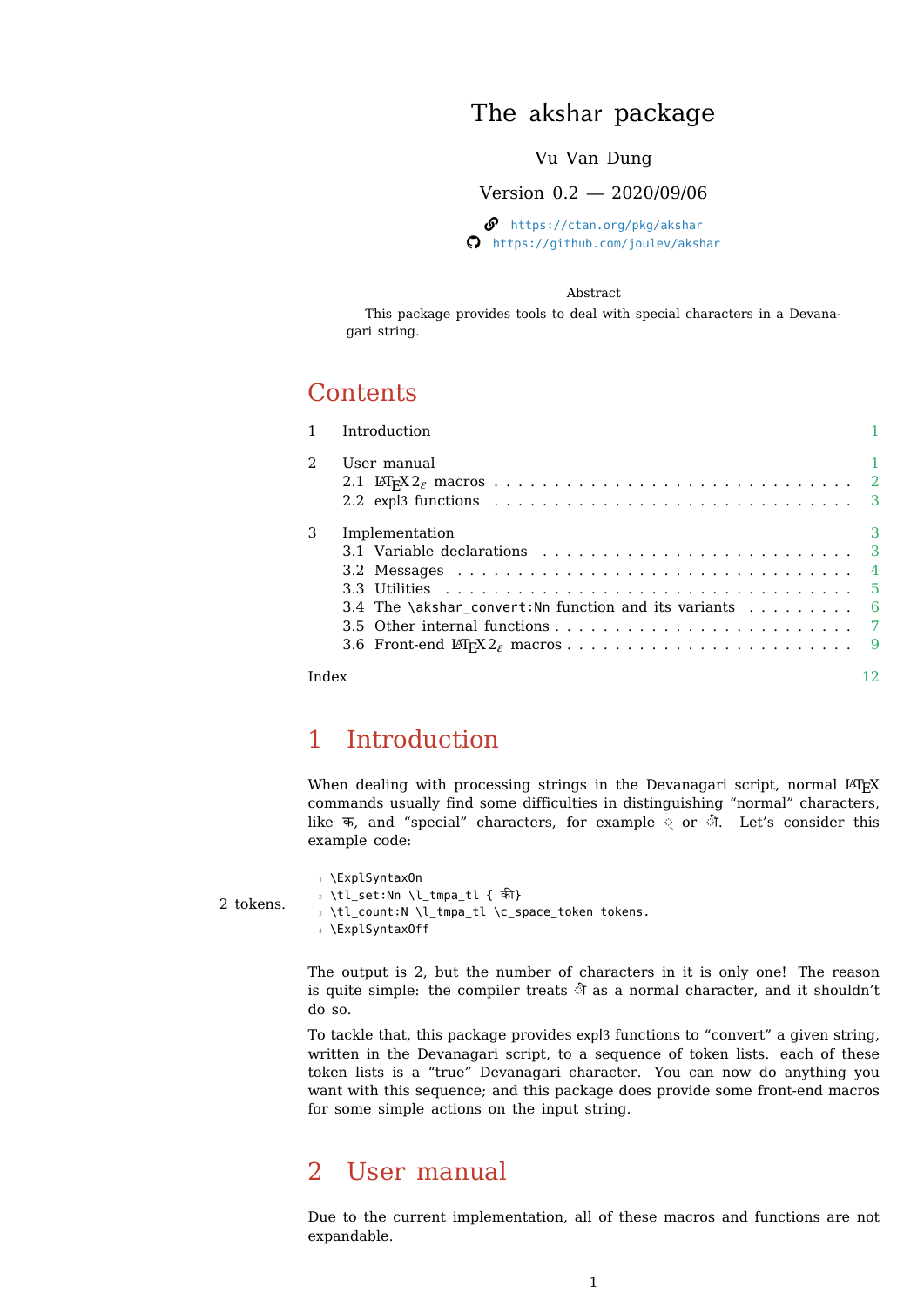# The akshar package

Vu Van Dung

Version 0.2 — 2020/09/06

https://ctan.org/pkg/akshar
https://github.com/joulev/akshar

### Abstract

This package provides tools to deal with special characters in a Devanagari string.

# Contents

| | | |
|---|---|---|
| 1 | Introduction | 1 |
| 2 | User manual | 1 |
| | 2.1 LaTeX2ε macros | 2 |
| | 2.2 expl3 functions | 3 |
| 3 | Implementation | 3 |
| | 3.1 Variable declarations | 3 |
| | 3.2 Messages | 4 |
| | 3.3 Utilities | 5 |
| | 3.4 The \akshar_convert:Nn function and its variants | 6 |
| | 3.5 Other internal functions | 7 |
| | 3.6 Front-end LaTeX2ε macros | 9 |
| | Index | 12 |

# 1 Introduction

When dealing with processing strings in the Devanagari script, normal LaTeX commands usually find some difficulties in distinguishing "normal" characters, like क, and "special" characters, for example ् or ी. Let's consider this example code:

```
\ExplSyntaxOn
\tl_set:Nn \l_tmpa_tl { की}
\tl_count:N \l_tmpa_tl \c_space_token tokens.
\ExplSyntaxOff
```

2 tokens.

The output is 2, but the number of characters in it is only one! The reason is quite simple: the compiler treats ी as a normal character, and it shouldn't do so.

To tackle that, this package provides expl3 functions to "convert" a given string, written in the Devanagari script, to a sequence of token lists. each of these token lists is a "true" Devanagari character. You can now do anything you want with this sequence; and this package does provide some front-end macros for some simple actions on the input string.

# 2 User manual

Due to the current implementation, all of these macros and functions are not expandable.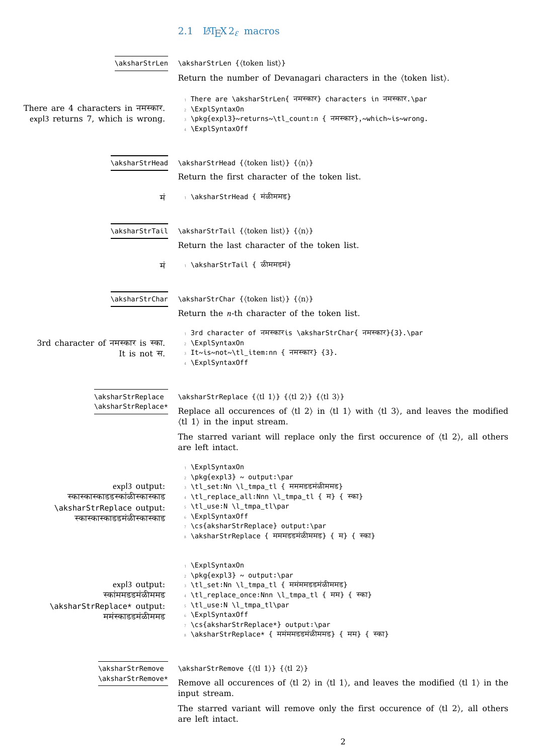## 2.1 LaTeX2ε macros

\aksharStrLen

`\aksharStrLen {⟨token list⟩}`

Return the number of Devanagari characters in the ⟨token list⟩.

There are 4 characters in नमस्कार.
expl3 returns 7, which is wrong.

```
There are \aksharStrLen{ नमस्कार} characters in नमस्कार.\par
\ExplSyntaxOn
\pkg{expl3}~returns~\tl_count:n { नमस्कार},~which~is~wrong.
\ExplSyntaxOff
```

\aksharStrHead

`\aksharStrHead {⟨token list⟩} {⟨n⟩}`

Return the first character of the token list.

मं

```
\aksharStrHead { मंळीममड}
```

\aksharStrTail

`\aksharStrTail {⟨token list⟩} {⟨n⟩}`

Return the last character of the token list.

मं

```
\aksharStrTail { ळीममडमं}
```

\aksharStrChar

`\aksharStrChar {⟨token list⟩} {⟨n⟩}`

Return the *n*-th character of the token list.

3rd character of नमस्कार is स्का.
It is not स.

```
3rd character of नमस्कारis \aksharStrChar{ नमस्कार}{3}.\par
\ExplSyntaxOn
It~is~not~\tl_item:nn { नमस्कार} {3}.
\ExplSyntaxOff
```

\aksharStrReplace
\aksharStrReplace*

`\aksharStrReplace {⟨tl 1⟩} {⟨tl 2⟩} {⟨tl 3⟩}`

Replace all occurences of ⟨tl 2⟩ in ⟨tl 1⟩ with ⟨tl 3⟩, and leaves the modified ⟨tl 1⟩ in the input stream.

The starred variant will replace only the first occurence of ⟨tl 2⟩, all others are left intact.

expl3 output:
स्कास्कास्काडडस्कांळीस्कास्काड
\aksharStrReplace output:
स्कास्कास्काडडमंळीस्कास्काड

```
\ExplSyntaxOn
\pkg{expl3} ~ output:\par
\tl_set:Nn \l_tmpa_tl { मममडडमंळीममड}
\tl_replace_all:Nnn \l_tmpa_tl { म} { स्का}
\tl_use:N \l_tmpa_tl\par
\ExplSyntaxOff
\cs{aksharStrReplace} output:\par
\aksharStrReplace { मममडडमंळीममड} { म} { स्का}
```

expl3 output:
स्कांममडडमंळीममड
\aksharStrReplace* output:
ममंस्काडडमंळीममड

```
\ExplSyntaxOn
\pkg{expl3} ~ output:\par
\tl_set:Nn \l_tmpa_tl { ममंममडडमंळीममड}
\tl_replace_once:Nnn \l_tmpa_tl { मम} { स्का}
\tl_use:N \l_tmpa_tl\par
\ExplSyntaxOff
\cs{aksharStrReplace*} output:\par
\aksharStrReplace* { ममंममडडमंळीममड} { मम} { स्का}
```

\aksharStrRemove
\aksharStrRemove*

`\aksharStrRemove {⟨tl 1⟩} {⟨tl 2⟩}`

Remove all occurences of ⟨tl 2⟩ in ⟨tl 1⟩, and leaves the modified ⟨tl 1⟩ in the input stream.

The starred variant will remove only the first occurence of ⟨tl 2⟩, all others are left intact.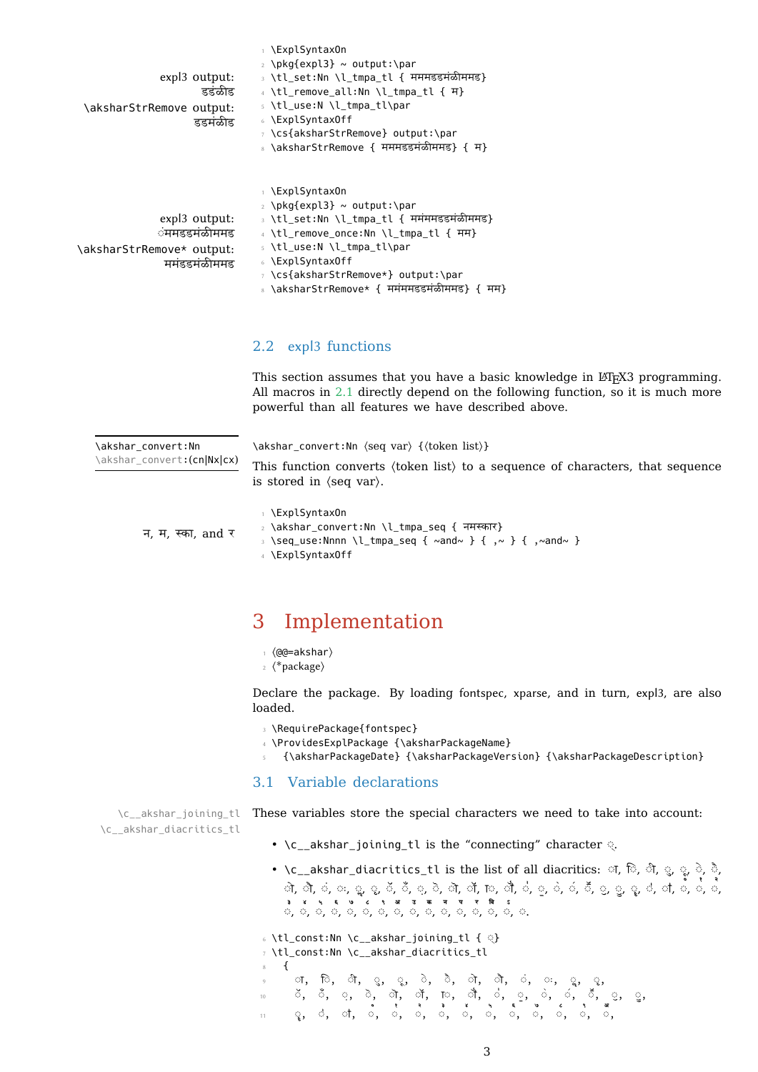expl3 output:
डडंळीड
\aksharStrRemove output:
डडमंळीड

```
\ExplSyntaxOn
\pkg{expl3} ~ output:\par
\tl_set:Nn \l_tmpa_tl { मममडडमंळीममड}
\tl_remove_all:Nn \l_tmpa_tl { म}
\tl_use:N \l_tmpa_tl\par
\ExplSyntaxOff
\cs{aksharStrRemove} output:\par
\aksharStrRemove { मममडडमंळीममड} { म}
```

expl3 output:
ंममडडमंळीममड
\aksharStrRemove* output:
ममंडडमंळीममड

```
\ExplSyntaxOn
\pkg{expl3} ~ output:\par
\tl_set:Nn \l_tmpa_tl { ममंममडडमंळीममड}
\tl_remove_once:Nn \l_tmpa_tl { मम}
\tl_use:N \l_tmpa_tl\par
\ExplSyntaxOff
\cs{aksharStrRemove*} output:\par
\aksharStrRemove* { ममंममडडमंळीममड} { मम}
```

## 2.2 expl3 functions

This section assumes that you have a basic knowledge in LaTeX3 programming. All macros in 2.1 directly depend on the following function, so it is much more powerful than all features we have described above.

\akshar_convert:Nn
\akshar_convert:(cn|Nx|cx)

\akshar_convert:Nn ⟨seq var⟩ {⟨token list⟩}

This function converts ⟨token list⟩ to a sequence of characters, that sequence is stored in ⟨seq var⟩.

न, म, स्का, and र

```
\ExplSyntaxOn
\akshar_convert:Nn \l_tmpa_seq { नमस्कार}
\seq_use:Nnnn \l_tmpa_seq { ~and~ } { ,~ } { ,~and~ }
\ExplSyntaxOff
```

# 3 Implementation

```
⟨@@=akshar⟩
⟨*package⟩
```

Declare the package. By loading fontspec, xparse, and in turn, expl3, are also loaded.

```
\RequirePackage{fontspec}
\ProvidesExplPackage {\aksharPackageName}
  {\aksharPackageDate} {\aksharPackageVersion} {\aksharPackageDescription}
```

## 3.1 Variable declarations

\c__akshar_joining_tl
\c__akshar_diacritics_tl

These variables store the special characters we need to take into account:

- \c__akshar_joining_tl is the "connecting" character ्.
- \c__akshar_diacritics_tl is the list of all diacritics: ा, ि, ी, ु, ू, े, ै, ो, ौ, ं, ः, ृ, ॄ, ॅ, ँ, ़, ॆ, ॊ, ॉ, ॏ, ॗ, ॕ, ॖ, ॎ, ॅ, ॆ, ॢ, ॣ, ऀ, ऺ, ऻ, ॑, ॒, ॓, ॔, ꣠, ꣡, ꣢, ꣣, ꣤, ꣥, ꣦, ꣧, ꣨, ꣩, ꣪, ꣫, ꣬, ꣭, ꣮, ꣯, ꣰, ꣱.

```
\tl_const:Nn \c__akshar_joining_tl { ् }
\tl_const:Nn \c__akshar_diacritics_tl
  {
    ा, ि, ी, ु, ू, े, ै, ो, ौ, ं, ः, ृ, ॄ,
    ॅ, ँ, ़, ॆ, ॊ, ॉ, ॏ, ॗ, ॕ, ॖ, ॎ, ॅ, ॆ, ॢ,
    ॣ, ऀ, ऺ, ऻ, ꣠, ꣡, ꣢, ꣣, ꣤, ꣥, ꣦, ꣧, ꣨, ꣩,
```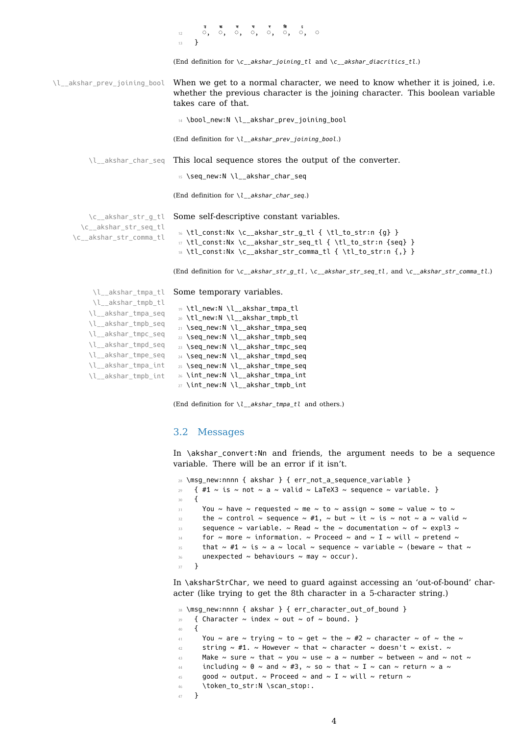```
12     ◌ु, ◌ू, ◌ृ, ◌ॄ, ◌ॢ, ◌ॣ, ◌ः, ◌
13   }
```

(End definition for `\c__akshar_joining_tl` and `\c__akshar_diacritics_tl`.)

`\l__akshar_prev_joining_bool`

When we get to a normal character, we need to know whether it is joined, i.e. whether the previous character is the joining character. This boolean variable takes care of that.

```
14 \bool_new:N \l__akshar_prev_joining_bool
```

(End definition for `\l__akshar_prev_joining_bool`.)

`\l__akshar_char_seq`

This local sequence stores the output of the converter.

```
15 \seq_new:N \l__akshar_char_seq
```

(End definition for `\l__akshar_char_seq`.)

`\c__akshar_str_g_tl`
`\c__akshar_str_seq_tl`
`\c__akshar_str_comma_tl`

Some self-descriptive constant variables.

```
16 \tl_const:Nx \c__akshar_str_g_tl { \tl_to_str:n {g} }
17 \tl_const:Nx \c__akshar_str_seq_tl { \tl_to_str:n {seq} }
18 \tl_const:Nx \c__akshar_str_comma_tl { \tl_to_str:n {,} }
```

(End definition for `\c__akshar_str_g_tl`, `\c__akshar_str_seq_tl`, and `\c__akshar_str_comma_tl`.)

`\l__akshar_tmpa_tl`
`\l__akshar_tmpb_tl`
`\l__akshar_tmpa_seq`
`\l__akshar_tmpb_seq`
`\l__akshar_tmpc_seq`
`\l__akshar_tmpd_seq`
`\l__akshar_tmpe_seq`
`\l__akshar_tmpa_int`
`\l__akshar_tmpb_int`

Some temporary variables.

```
19 \tl_new:N \l__akshar_tmpa_tl
20 \tl_new:N \l__akshar_tmpb_tl
21 \seq_new:N \l__akshar_tmpa_seq
22 \seq_new:N \l__akshar_tmpb_seq
23 \seq_new:N \l__akshar_tmpc_seq
24 \seq_new:N \l__akshar_tmpd_seq
25 \seq_new:N \l__akshar_tmpe_seq
26 \int_new:N \l__akshar_tmpa_int
27 \int_new:N \l__akshar_tmpb_int
```

(End definition for `\l__akshar_tmpa_tl` and others.)

## 3.2 Messages

In `\akshar_convert:Nn` and friends, the argument needs to be a sequence variable. There will be an error if it isn't.

```
28 \msg_new:nnnn { akshar } { err_not_a_sequence_variable }
29   { #1 ~ is ~ not ~ a ~ valid ~ LaTeX3 ~ sequence ~ variable. }
30   {
31     You ~ have ~ requested ~ me ~ to ~ assign ~ some ~ value ~ to ~
32     the ~ control ~ sequence ~ #1, ~ but ~ it ~ is ~ not ~ a ~ valid ~
33     sequence ~ variable. ~ Read ~ the ~ documentation ~ of ~ expl3 ~
34     for ~ more ~ information. ~ Proceed ~ and ~ I ~ will ~ pretend ~
35     that ~ #1 ~ is ~ a ~ local ~ sequence ~ variable ~ (beware ~ that ~
36     unexpected ~ behaviours ~ may ~ occur).
37   }
```

In `\aksharStrChar`, we need to guard against accessing an 'out-of-bound' character (like trying to get the 8th character in a 5-character string.)

```
38 \msg_new:nnnn { akshar } { err_character_out_of_bound }
39   { Character ~ index ~ out ~ of ~ bound. }
40   {
41     You ~ are ~ trying ~ to ~ get ~ the ~ #2 ~ character ~ of ~ the ~
42     string ~ #1. ~ However ~ that ~ character ~ doesn't ~ exist. ~
43     Make ~ sure ~ that ~ you ~ use ~ a ~ number ~ between ~ and ~ not ~
44     including ~ 0 ~ and ~ #3, ~ so ~ that ~ I ~ can ~ return ~ a ~
45     good ~ output. ~ Proceed ~ and ~ I ~ will ~ return ~
46     \token_to_str:N \scan_stop:.
47   }
```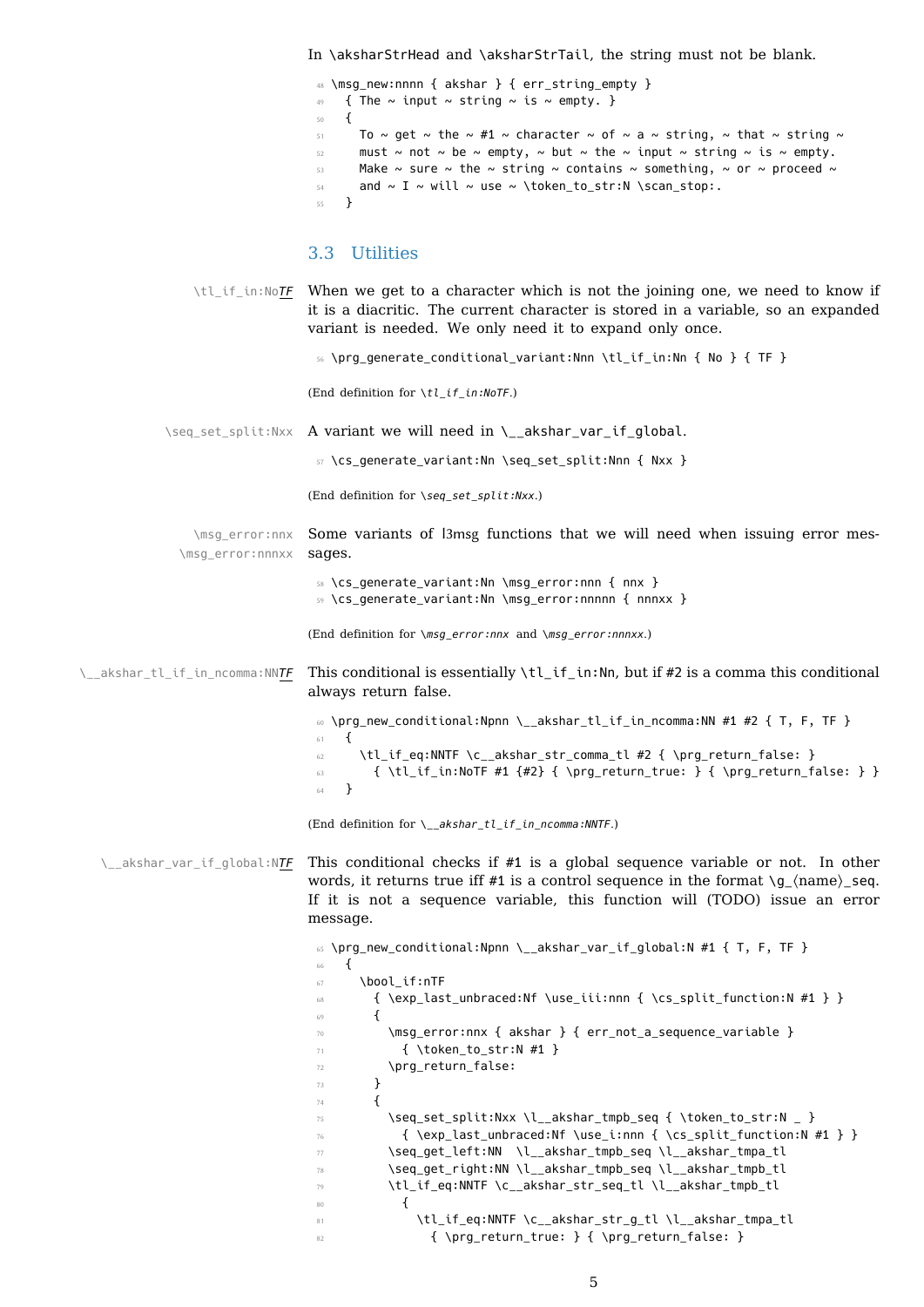In \aksharStrHead and \aksharStrTail, the string must not be blank.

```
48 \msg_new:nnnn { akshar } { err_string_empty }
49   { The ~ input ~ string ~ is ~ empty. }
50   {
51     To ~ get ~ the ~ #1 ~ character ~ of ~ a ~ string, ~ that ~ string ~
52     must ~ not ~ be ~ empty, ~ but ~ the ~ input ~ string ~ is ~ empty.
53     Make ~ sure ~ the ~ string ~ contains ~ something, ~ or ~ proceed ~
54     and ~ I ~ will ~ use ~ \token_to_str:N \scan_stop:.
55   }
```

## 3.3 Utilities

`\tl_if_in:NoTF` When we get to a character which is not the joining one, we need to know if it is a diacritic. The current character is stored in a variable, so an expanded variant is needed. We only need it to expand only once.

```
56 \prg_generate_conditional_variant:Nnn \tl_if_in:Nn { No } { TF }
```

(End definition for `\tl_if_in:NoTF`.)

`\seq_set_split:Nxx` A variant we will need in `\__akshar_var_if_global`.

```
57 \cs_generate_variant:Nn \seq_set_split:Nnn { Nxx }
```

(End definition for `\seq_set_split:Nxx`.)

`\msg_error:nnx` `\msg_error:nnnxx` Some variants of l3msg functions that we will need when issuing error messages.

```
58 \cs_generate_variant:Nn \msg_error:nnn { nnx }
59 \cs_generate_variant:Nn \msg_error:nnnnn { nnnxx }
```

(End definition for `\msg_error:nnx` and `\msg_error:nnnxx`.)

`\__akshar_tl_if_in_ncomma:NNTF` This conditional is essentially `\tl_if_in:Nn`, but if #2 is a comma this conditional always return false.

```
60 \prg_new_conditional:Npnn \__akshar_tl_if_in_ncomma:NN #1 #2 { T, F, TF }
61   {
62     \tl_if_eq:NNTF \c__akshar_str_comma_tl #2 { \prg_return_false: }
63       { \tl_if_in:NoTF #1 {#2} { \prg_return_true: } { \prg_return_false: } }
64   }
```

(End definition for `\__akshar_tl_if_in_ncomma:NNTF`.)

`\__akshar_var_if_global:NTF` This conditional checks if #1 is a global sequence variable or not. In other words, it returns true iff #1 is a control sequence in the format \g_⟨name⟩_seq. If it is not a sequence variable, this function will (TODO) issue an error message.

```
65 \prg_new_conditional:Npnn \__akshar_var_if_global:N #1 { T, F, TF }
66   {
67     \bool_if:nTF
68       { \exp_last_unbraced:Nf \use_iii:nnn { \cs_split_function:N #1 } }
69       {
70         \msg_error:nnx { akshar } { err_not_a_sequence_variable }
71           { \token_to_str:N #1 }
72         \prg_return_false:
73       }
74       {
75         \seq_set_split:Nxx \l__akshar_tmpb_seq { \token_to_str:N _ }
76           { \exp_last_unbraced:Nf \use_i:nnn { \cs_split_function:N #1 } }
77         \seq_get_left:NN  \l__akshar_tmpb_seq \l__akshar_tmpa_tl
78         \seq_get_right:NN \l__akshar_tmpb_seq \l__akshar_tmpb_tl
79         \tl_if_eq:NNTF \c__akshar_str_seq_tl \l__akshar_tmpb_tl
80           {
81             \tl_if_eq:NNTF \c__akshar_str_g_tl \l__akshar_tmpa_tl
82               { \prg_return_true: } { \prg_return_false: }
```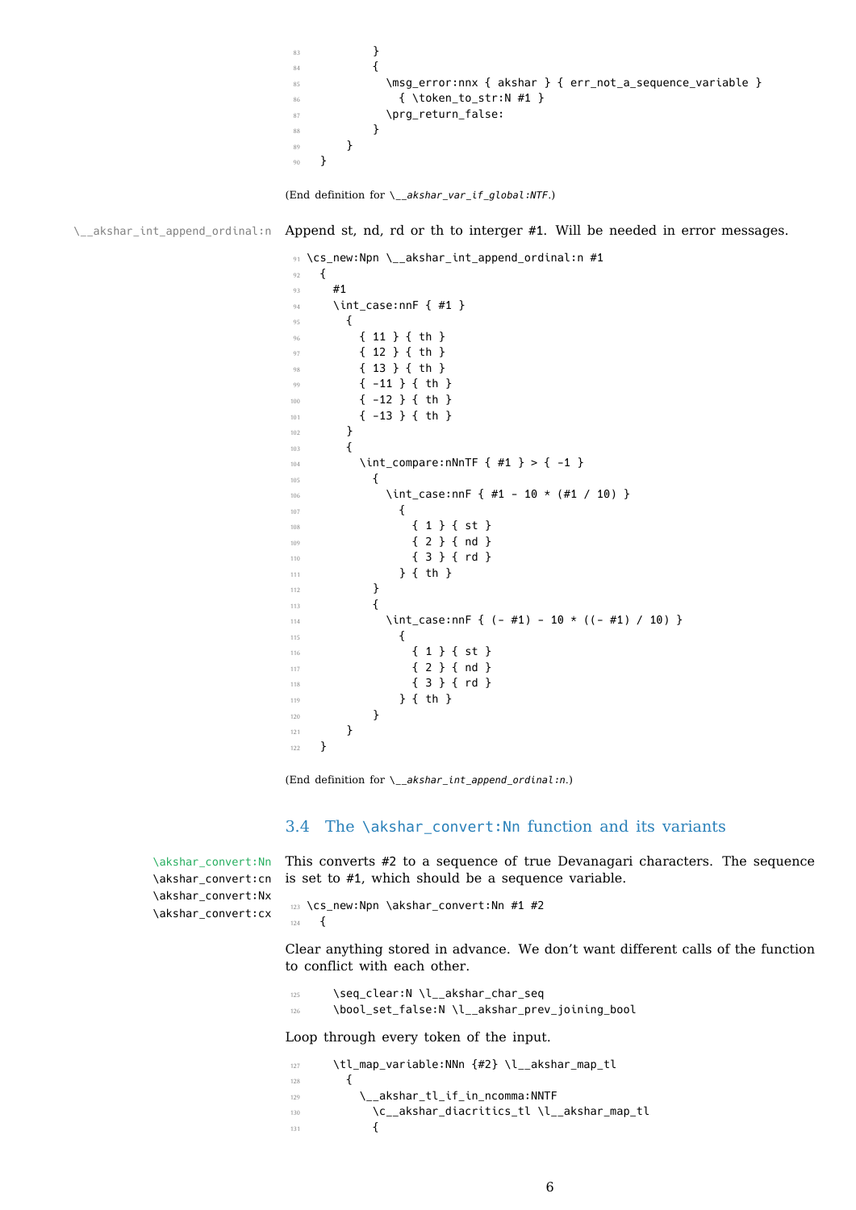```
83         }
84         {
85           \msg_error:nnx { akshar } { err_not_a_sequence_variable }
86             { \token_to_str:N #1 }
87           \prg_return_false:
88         }
89     }
90   }
```

(End definition for `\__akshar_var_if_global:NTF`.)

`\__akshar_int_append_ordinal:n` Append st, nd, rd or th to interger #1. Will be needed in error messages.

```
91 \cs_new:Npn \__akshar_int_append_ordinal:n #1
92   {
93     #1
94     \int_case:nnF { #1 }
95       {
96         { 11 } { th }
97         { 12 } { th }
98         { 13 } { th }
99         { -11 } { th }
100        { -12 } { th }
101        { -13 } { th }
102      }
103      {
104        \int_compare:nNnTF { #1 } > { -1 }
105          {
106            \int_case:nnF { #1 - 10 * (#1 / 10) }
107              {
108                { 1 } { st }
109                { 2 } { nd }
110                { 3 } { rd }
111              } { th }
112          }
113          {
114            \int_case:nnF { (- #1) - 10 * ((- #1) / 10) }
115              {
116                { 1 } { st }
117                { 2 } { nd }
118                { 3 } { rd }
119              } { th }
120          }
121      }
122  }
```

(End definition for `\__akshar_int_append_ordinal:n`.)

## 3.4 The `\akshar_convert:Nn` function and its variants

`\akshar_convert:Nn`
`\akshar_convert:cn`
`\akshar_convert:Nx`
`\akshar_convert:cx`

This converts #2 to a sequence of true Devanagari characters. The sequence is set to #1, which should be a sequence variable.

```
123 \cs_new:Npn \akshar_convert:Nn #1 #2
124   {
```

Clear anything stored in advance. We don't want different calls of the function to conflict with each other.

```
125     \seq_clear:N \l__akshar_char_seq
126     \bool_set_false:N \l__akshar_prev_joining_bool
```

Loop through every token of the input.

```
127     \tl_map_variable:NNn {#2} \l__akshar_map_tl
128       {
129         \__akshar_tl_if_in_ncomma:NNTF
130           \c__akshar_diacritics_tl \l__akshar_map_tl
131           {
```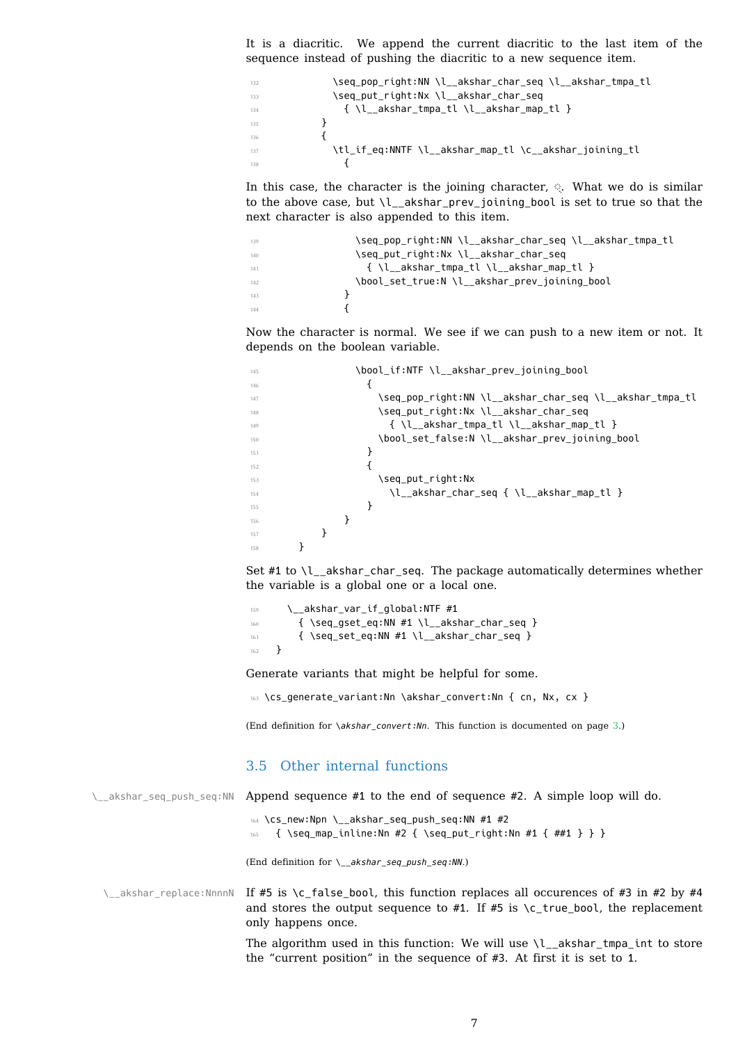It is a diacritic. We append the current diacritic to the last item of the sequence instead of pushing the diacritic to a new sequence item.

```
132             \seq_pop_right:NN \l__akshar_char_seq \l__akshar_tmpa_tl
133             \seq_put_right:Nx \l__akshar_char_seq
134               { \l__akshar_tmpa_tl \l__akshar_map_tl }
135           }
136           {
137             \tl_if_eq:NNTF \l__akshar_map_tl \c__akshar_joining_tl
138               {
```

In this case, the character is the joining character, ◌्. What we do is similar to the above case, but `\l__akshar_prev_joining_bool` is set to true so that the next character is also appended to this item.

```
139                 \seq_pop_right:NN \l__akshar_char_seq \l__akshar_tmpa_tl
140                 \seq_put_right:Nx \l__akshar_char_seq
141                   { \l__akshar_tmpa_tl \l__akshar_map_tl }
142                 \bool_set_true:N \l__akshar_prev_joining_bool
143               }
144               {
```

Now the character is normal. We see if we can push to a new item or not. It depends on the boolean variable.

```
145                 \bool_if:NTF \l__akshar_prev_joining_bool
146                   {
147                     \seq_pop_right:NN \l__akshar_char_seq \l__akshar_tmpa_tl
148                     \seq_put_right:Nx \l__akshar_char_seq
149                       { \l__akshar_tmpa_tl \l__akshar_map_tl }
150                     \bool_set_false:N \l__akshar_prev_joining_bool
151                   }
152                   {
153                     \seq_put_right:Nx
154                       \l__akshar_char_seq { \l__akshar_map_tl }
155                   }
156               }
157           }
158       }
```

Set #1 to `\l__akshar_char_seq`. The package automatically determines whether the variable is a global one or a local one.

```
159     \__akshar_var_if_global:NTF #1
160       { \seq_gset_eq:NN #1 \l__akshar_char_seq }
161       { \seq_set_eq:NN #1 \l__akshar_char_seq }
162   }
```

Generate variants that might be helpful for some.

```
163 \cs_generate_variant:Nn \akshar_convert:Nn { cn, Nx, cx }
```

(End definition for `\akshar_convert:Nn`. This function is documented on page 3.)

## 3.5 Other internal functions

`\__akshar_seq_push_seq:NN` Append sequence #1 to the end of sequence #2. A simple loop will do.

```
164 \cs_new:Npn \__akshar_seq_push_seq:NN #1 #2
165   { \seq_map_inline:Nn #2 { \seq_put_right:Nn #1 { ##1 } } }
```

(End definition for `\__akshar_seq_push_seq:NN`.)

`\__akshar_replace:NnnnN` If #5 is `\c_false_bool`, this function replaces all occurences of #3 in #2 by #4 and stores the output sequence to #1. If #5 is `\c_true_bool`, the replacement only happens once.

The algorithm used in this function: We will use `\l__akshar_tmpa_int` to store the "current position" in the sequence of #3. At first it is set to 1.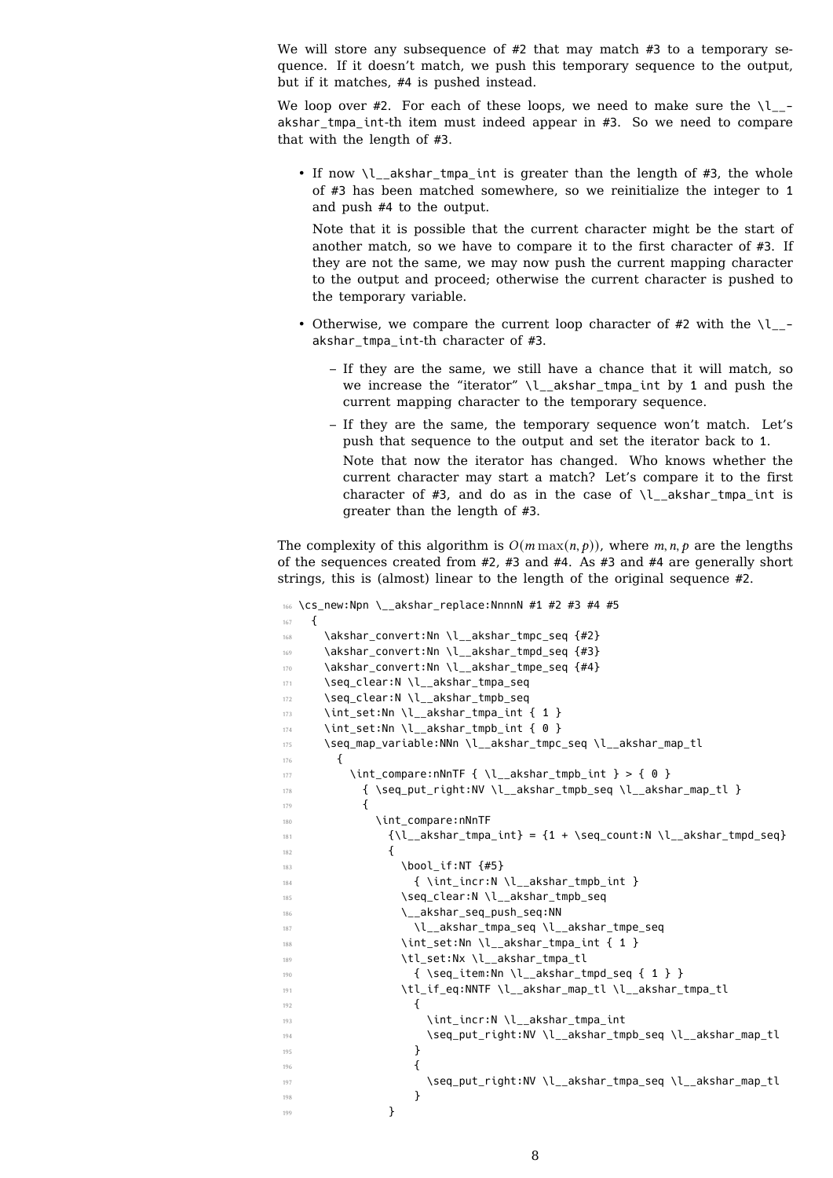We will store any subsequence of #2 that may match #3 to a temporary sequence. If it doesn't match, we push this temporary sequence to the output, but if it matches, #4 is pushed instead.

We loop over #2. For each of these loops, we need to make sure the `\l__akshar_tmpa_int`-th item must indeed appear in #3. So we need to compare that with the length of #3.

- If now `\l__akshar_tmpa_int` is greater than the length of #3, the whole of #3 has been matched somewhere, so we reinitialize the integer to 1 and push #4 to the output.

  Note that it is possible that the current character might be the start of another match, so we have to compare it to the first character of #3. If they are not the same, we may now push the current mapping character to the output and proceed; otherwise the current character is pushed to the temporary variable.

- Otherwise, we compare the current loop character of #2 with the `\l__akshar_tmpa_int`-th character of #3.

  - If they are the same, we still have a chance that it will match, so we increase the "iterator" `\l__akshar_tmpa_int` by 1 and push the current mapping character to the temporary sequence.
  - If they are the same, the temporary sequence won't match. Let's push that sequence to the output and set the iterator back to 1.

    Note that now the iterator has changed. Who knows whether the current character may start a match? Let's compare it to the first character of #3, and do as in the case of `\l__akshar_tmpa_int` is greater than the length of #3.

The complexity of this algorithm is $O(m \max(n, p))$, where $m, n, p$ are the lengths of the sequences created from #2, #3 and #4. As #3 and #4 are generally short strings, this is (almost) linear to the length of the original sequence #2.

```
166 \cs_new:Npn \__akshar_replace:NnnnN #1 #2 #3 #4 #5
167   {
168     \akshar_convert:Nn \l__akshar_tmpc_seq {#2}
169     \akshar_convert:Nn \l__akshar_tmpd_seq {#3}
170     \akshar_convert:Nn \l__akshar_tmpe_seq {#4}
171     \seq_clear:N \l__akshar_tmpa_seq
172     \seq_clear:N \l__akshar_tmpb_seq
173     \int_set:Nn \l__akshar_tmpa_int { 1 }
174     \int_set:Nn \l__akshar_tmpb_int { 0 }
175     \seq_map_variable:NNn \l__akshar_tmpc_seq \l__akshar_map_tl
176       {
177         \int_compare:nNnTF { \l__akshar_tmpb_int } > { 0 }
178           { \seq_put_right:NV \l__akshar_tmpb_seq \l__akshar_map_tl }
179           {
180             \int_compare:nNnTF
181               {\l__akshar_tmpa_int} = {1 + \seq_count:N \l__akshar_tmpd_seq}
182               {
183                 \bool_if:NT {#5}
184                   { \int_incr:N \l__akshar_tmpb_int }
185                 \seq_clear:N \l__akshar_tmpb_seq
186                 \__akshar_seq_push_seq:NN
187                   \l__akshar_tmpa_seq \l__akshar_tmpe_seq
188                 \int_set:Nn \l__akshar_tmpa_int { 1 }
189                 \tl_set:Nx \l__akshar_tmpa_tl
190                   { \seq_item:Nn \l__akshar_tmpd_seq { 1 } }
191                 \tl_if_eq:NNTF \l__akshar_map_tl \l__akshar_tmpa_tl
192                   {
193                     \int_incr:N \l__akshar_tmpa_int
194                     \seq_put_right:NV \l__akshar_tmpb_seq \l__akshar_map_tl
195                   }
196                   {
197                     \seq_put_right:NV \l__akshar_tmpa_seq \l__akshar_map_tl
198                   }
199               }
```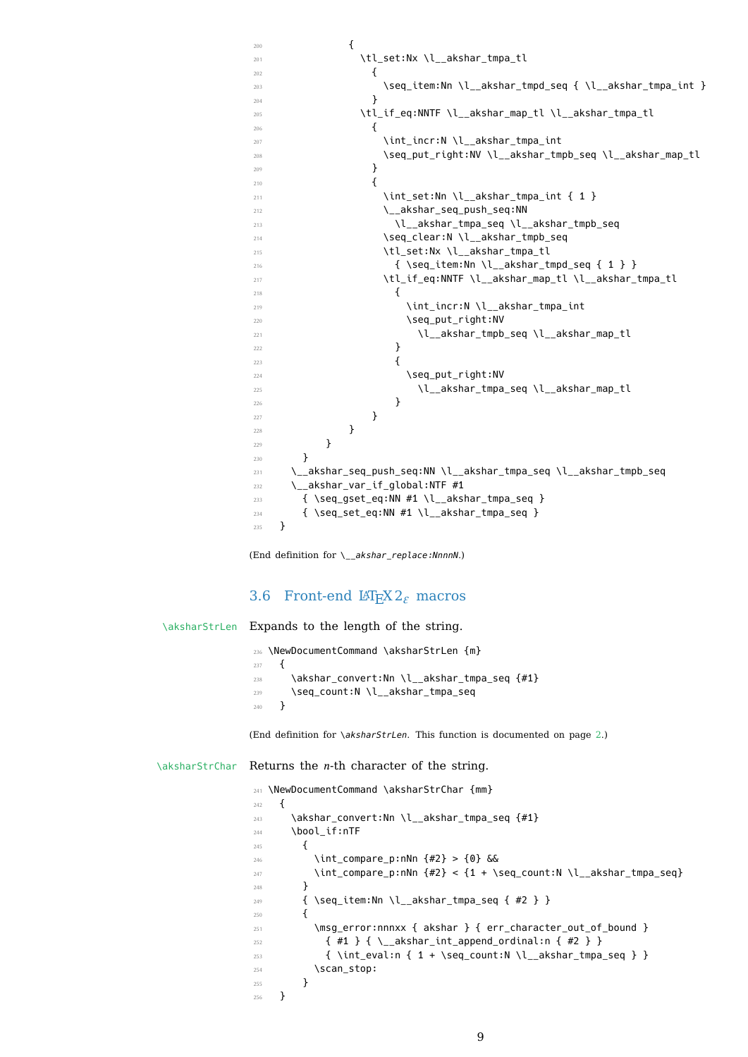```
200               {
201                 \tl_set:Nx \l__akshar_tmpa_tl
202                   {
203                     \seq_item:Nn \l__akshar_tmpd_seq { \l__akshar_tmpa_int }
204                   }
205                 \tl_if_eq:NNTF \l__akshar_map_tl \l__akshar_tmpa_tl
206                   {
207                     \int_incr:N \l__akshar_tmpa_int
208                     \seq_put_right:NV \l__akshar_tmpb_seq \l__akshar_map_tl
209                   }
210                   {
211                     \int_set:Nn \l__akshar_tmpa_int { 1 }
212                     \__akshar_seq_push_seq:NN
213                       \l__akshar_tmpa_seq \l__akshar_tmpb_seq
214                     \seq_clear:N \l__akshar_tmpb_seq
215                     \tl_set:Nx \l__akshar_tmpa_tl
216                       { \seq_item:Nn \l__akshar_tmpd_seq { 1 } }
217                     \tl_if_eq:NNTF \l__akshar_map_tl \l__akshar_tmpa_tl
218                       {
219                         \int_incr:N \l__akshar_tmpa_int
220                         \seq_put_right:NV
221                           \l__akshar_tmpb_seq \l__akshar_map_tl
222                       }
223                       {
224                         \seq_put_right:NV
225                           \l__akshar_tmpa_seq \l__akshar_map_tl
226                       }
227                   }
228               }
229           }
230       }
231     \__akshar_seq_push_seq:NN \l__akshar_tmpa_seq \l__akshar_tmpb_seq
232     \__akshar_var_if_global:NTF #1
233       { \seq_gset_eq:NN #1 \l__akshar_tmpa_seq }
234       { \seq_set_eq:NN #1 \l__akshar_tmpa_seq }
235   }
```

(End definition for `\__akshar_replace:NnnnN`.)

## 3.6 Front-end LaTeX 2ε macros

`\aksharStrLen` Expands to the length of the string.

```
236 \NewDocumentCommand \aksharStrLen {m}
237   {
238     \akshar_convert:Nn \l__akshar_tmpa_seq {#1}
239     \seq_count:N \l__akshar_tmpa_seq
240   }
```

(End definition for `\aksharStrLen`. This function is documented on page 2.)

`\aksharStrChar` Returns the *n*-th character of the string.

```
241 \NewDocumentCommand \aksharStrChar {mm}
242   {
243     \akshar_convert:Nn \l__akshar_tmpa_seq {#1}
244     \bool_if:nTF
245       {
246         \int_compare_p:nNn {#2} > {0} &&
247         \int_compare_p:nNn {#2} < {1 + \seq_count:N \l__akshar_tmpa_seq}
248       }
249       { \seq_item:Nn \l__akshar_tmpa_seq { #2 } }
250       {
251         \msg_error:nnnxx { akshar } { err_character_out_of_bound }
252           { #1 } { \__akshar_int_append_ordinal:n { #2 } }
253           { \int_eval:n { 1 + \seq_count:N \l__akshar_tmpa_seq } }
254         \scan_stop:
255       }
256   }
```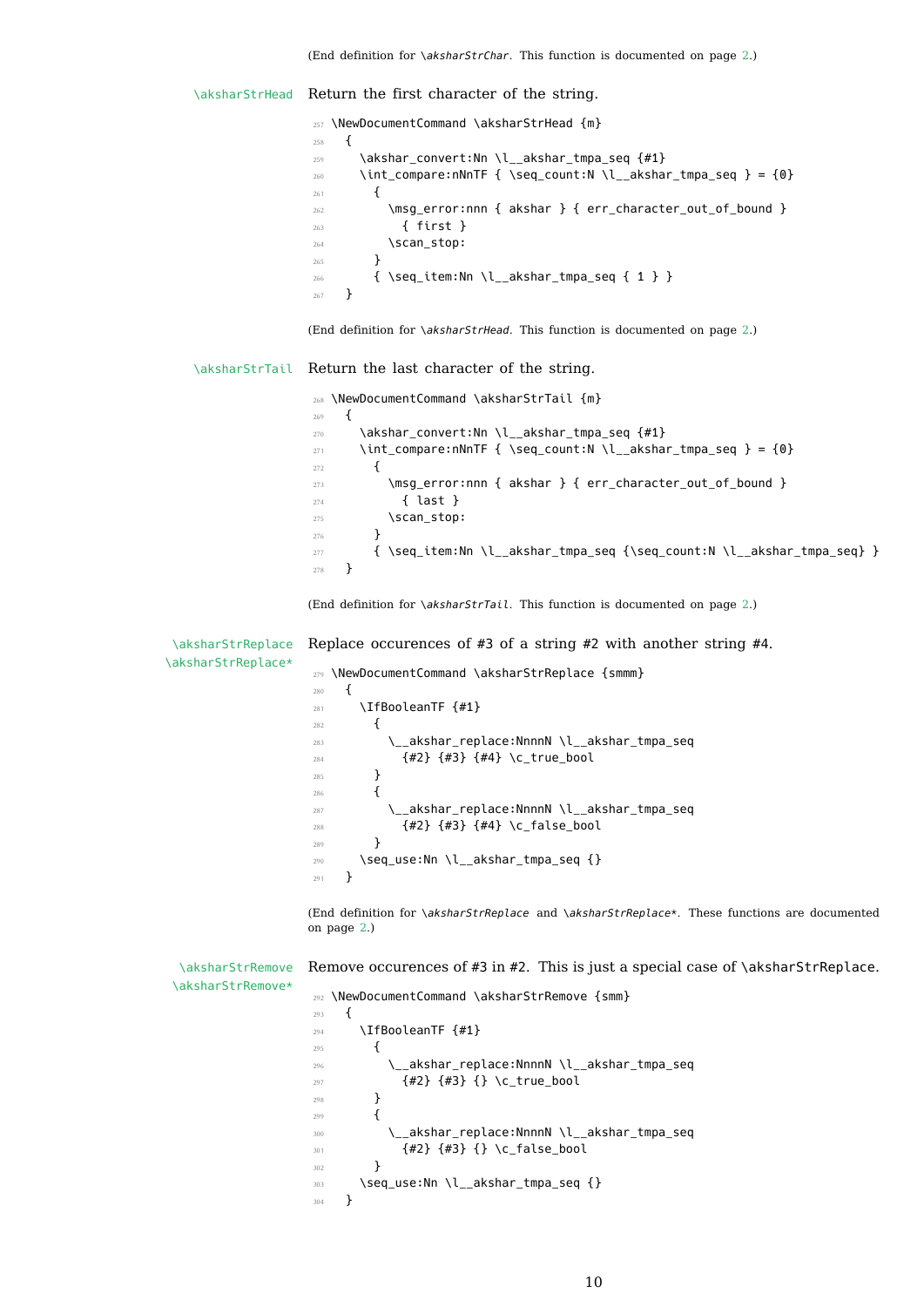(End definition for \aksharStrChar. This function is documented on page 2.)

\aksharStrHead Return the first character of the string.

```
257 \NewDocumentCommand \aksharStrHead {m}
258   {
259     \akshar_convert:Nn \l__akshar_tmpa_seq {#1}
260     \int_compare:nNnTF { \seq_count:N \l__akshar_tmpa_seq } = {0}
261       {
262         \msg_error:nnn { akshar } { err_character_out_of_bound }
263           { first }
264         \scan_stop:
265       }
266       { \seq_item:Nn \l__akshar_tmpa_seq { 1 } }
267   }
```

(End definition for \aksharStrHead. This function is documented on page 2.)

\aksharStrTail Return the last character of the string.

```
268 \NewDocumentCommand \aksharStrTail {m}
269   {
270     \akshar_convert:Nn \l__akshar_tmpa_seq {#1}
271     \int_compare:nNnTF { \seq_count:N \l__akshar_tmpa_seq } = {0}
272       {
273         \msg_error:nnn { akshar } { err_character_out_of_bound }
274           { last }
275         \scan_stop:
276       }
277       { \seq_item:Nn \l__akshar_tmpa_seq {\seq_count:N \l__akshar_tmpa_seq} }
278   }
```

(End definition for \aksharStrTail. This function is documented on page 2.)

\aksharStrReplace
\aksharStrReplace* Replace occurences of #3 of a string #2 with another string #4.

```
279 \NewDocumentCommand \aksharStrReplace {smmm}
280   {
281     \IfBooleanTF {#1}
282       {
283         \__akshar_replace:NnnnN \l__akshar_tmpa_seq
284           {#2} {#3} {#4} \c_true_bool
285       }
286       {
287         \__akshar_replace:NnnnN \l__akshar_tmpa_seq
288           {#2} {#3} {#4} \c_false_bool
289       }
290     \seq_use:Nn \l__akshar_tmpa_seq {}
291   }
```

(End definition for \aksharStrReplace and \aksharStrReplace*. These functions are documented on page 2.)

\aksharStrRemove
\aksharStrRemove* Remove occurences of #3 in #2. This is just a special case of \aksharStrReplace.

```
292 \NewDocumentCommand \aksharStrRemove {smm}
293   {
294     \IfBooleanTF {#1}
295       {
296         \__akshar_replace:NnnnN \l__akshar_tmpa_seq
297           {#2} {#3} {} \c_true_bool
298       }
299       {
300         \__akshar_replace:NnnnN \l__akshar_tmpa_seq
301           {#2} {#3} {} \c_false_bool
302       }
303     \seq_use:Nn \l__akshar_tmpa_seq {}
304   }
```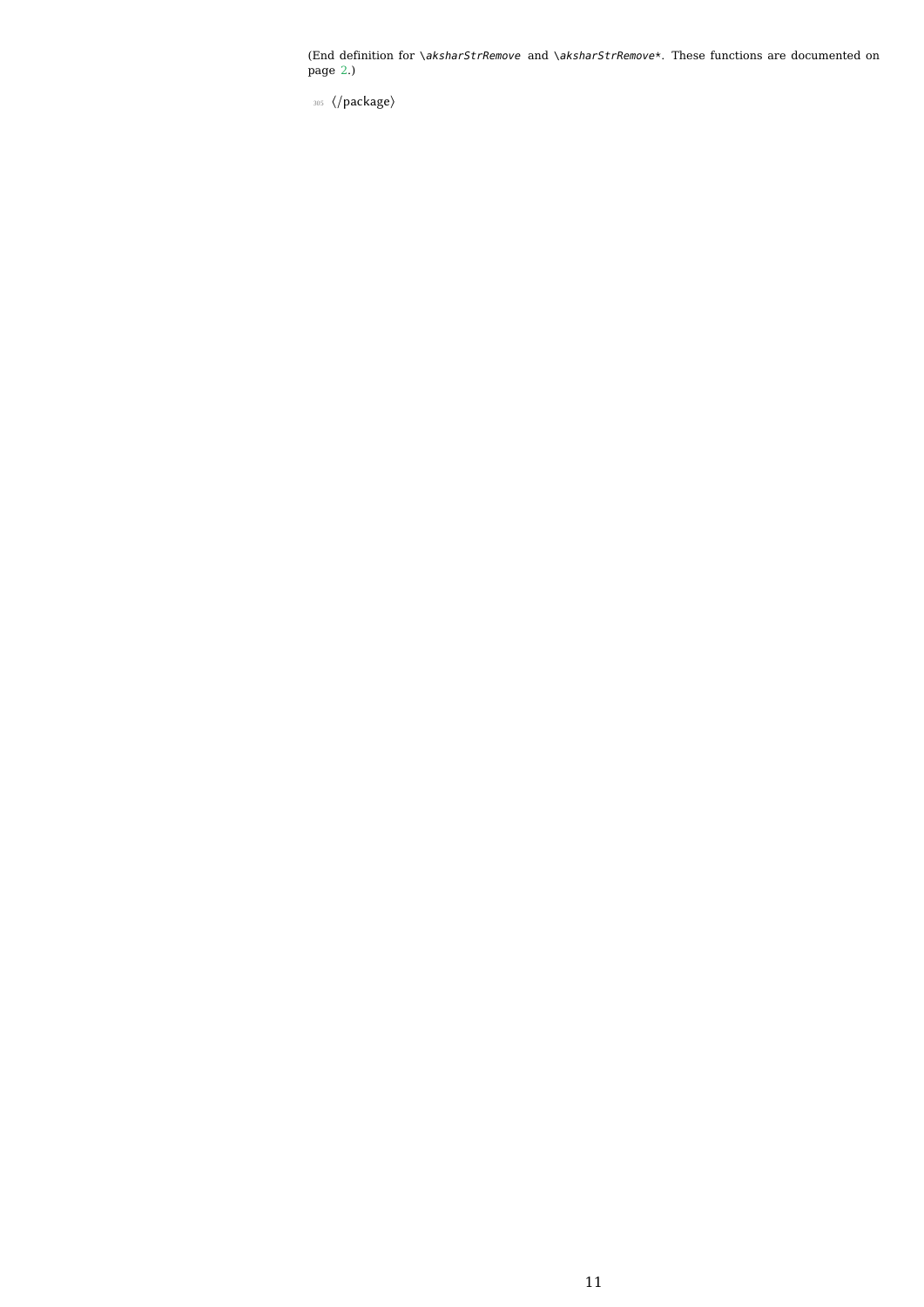(End definition for \aksharStrRemove and \aksharStrRemove*. These functions are documented on page 2.)

```
305 ⟨/package⟩
```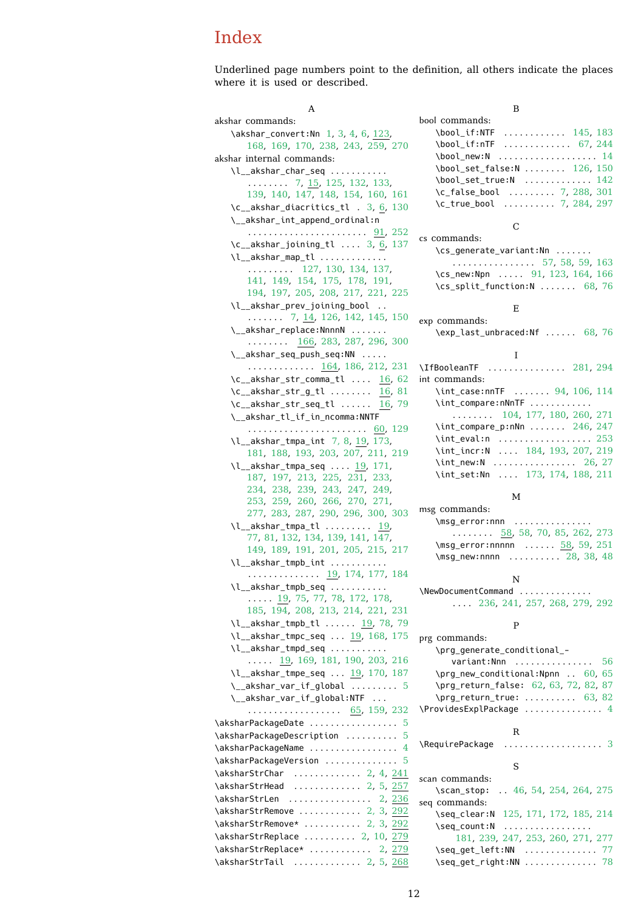# Index

Underlined page numbers point to the definition, all others indicate the places where it is used or described.

**A**

akshar commands:

- `\akshar_convert:Nn` 1, 3, 4, 6, 123, 168, 169, 170, 238, 243, 259, 270

akshar internal commands:

- `\l__akshar_char_seq` 7, 15, 125, 132, 133, 139, 140, 147, 148, 154, 160, 161
- `\c__akshar_diacritics_tl` 3, 6, 130
- `\__akshar_int_append_ordinal:n` 91, 252
- `\c__akshar_joining_tl` 3, 6, 137
- `\l__akshar_map_tl` 127, 130, 134, 137, 141, 149, 154, 175, 178, 191, 194, 197, 205, 208, 217, 221, 225
- `\l__akshar_prev_joining_bool` 7, 14, 126, 142, 145, 150
- `\__akshar_replace:NnnnN` 166, 283, 287, 296, 300
- `\__akshar_seq_push_seq:NN` 164, 186, 212, 231
- `\c__akshar_str_comma_tl` 16, 62
- `\c__akshar_str_g_tl` 16, 81
- `\c__akshar_str_seq_tl` 16, 79
- `\__akshar_tl_if_in_ncomma:NNTF` 60, 129
- `\l__akshar_tmpa_int` 7, 8, 19, 173, 181, 188, 193, 203, 207, 211, 219
- `\l__akshar_tmpa_seq` 19, 171, 187, 197, 213, 225, 231, 233, 234, 238, 239, 243, 247, 249, 253, 259, 260, 266, 270, 271, 277, 283, 287, 290, 296, 300, 303
- `\l__akshar_tmpa_tl` 19, 77, 81, 132, 134, 139, 141, 147, 149, 189, 191, 201, 205, 215, 217
- `\l__akshar_tmpb_int` 19, 174, 177, 184
- `\l__akshar_tmpb_seq` 19, 75, 77, 78, 172, 178, 185, 194, 208, 213, 214, 221, 231
- `\l__akshar_tmpb_tl` 19, 78, 79
- `\l__akshar_tmpc_seq` 19, 168, 175
- `\l__akshar_tmpd_seq` 19, 169, 181, 190, 203, 216
- `\l__akshar_tmpe_seq` 19, 170, 187
- `\__akshar_var_if_global` 5
- `\__akshar_var_if_global:NTF` 65, 159, 232

`\aksharPackageDate` 5
`\aksharPackageDescription` 5
`\aksharPackageName` 4
`\aksharPackageVersion` 5
`\aksharStrChar` 2, 4, 241
`\aksharStrHead` 2, 5, 257
`\aksharStrLen` 2, 236
`\aksharStrRemove` 2, 3, 292
`\aksharStrRemove*` 2, 3, 292
`\aksharStrReplace` 2, 10, 279
`\aksharStrReplace*` 2, 279
`\aksharStrTail` 2, 5, 268

**B**

bool commands:

- `\bool_if:NTF` 145, 183
- `\bool_if:nTF` 67, 244
- `\bool_new:N` 14
- `\bool_set_false:N` 126, 150
- `\bool_set_true:N` 142
- `\c_false_bool` 7, 288, 301
- `\c_true_bool` 7, 284, 297

**C**

cs commands:

- `\cs_generate_variant:Nn` 57, 58, 59, 163
- `\cs_new:Npn` 91, 123, 164, 166
- `\cs_split_function:N` 68, 76

**E**

exp commands:

- `\exp_last_unbraced:Nf` 68, 76

**I**

`\IfBooleanTF` 281, 294

int commands:

- `\int_case:nnTF` 94, 106, 114
- `\int_compare:nNnTF` 104, 177, 180, 260, 271
- `\int_compare_p:nNn` 246, 247
- `\int_eval:n` 253
- `\int_incr:N` 184, 193, 207, 219
- `\int_new:N` 26, 27
- `\int_set:Nn` 173, 174, 188, 211

**M**

msg commands:

- `\msg_error:nnn` 58, 58, 70, 85, 262, 273
- `\msg_error:nnnnn` 58, 59, 251
- `\msg_new:nnnn` 28, 38, 48

**N**

`\NewDocumentCommand` 236, 241, 257, 268, 279, 292

**P**

prg commands:

- `\prg_generate_conditional_variant:Nnn` 56
- `\prg_new_conditional:Npnn` 60, 65
- `\prg_return_false:` 62, 63, 72, 82, 87
- `\prg_return_true:` 63, 82

`\ProvidesExplPackage` 4

**R**

`\RequirePackage` 3

**S**

scan commands:

- `\scan_stop:` 46, 54, 254, 264, 275

seq commands:

- `\seq_clear:N` 125, 171, 172, 185, 214
- `\seq_count:N` 181, 239, 247, 253, 260, 271, 277
- `\seq_get_left:NN` 77
- `\seq_get_right:NN` 78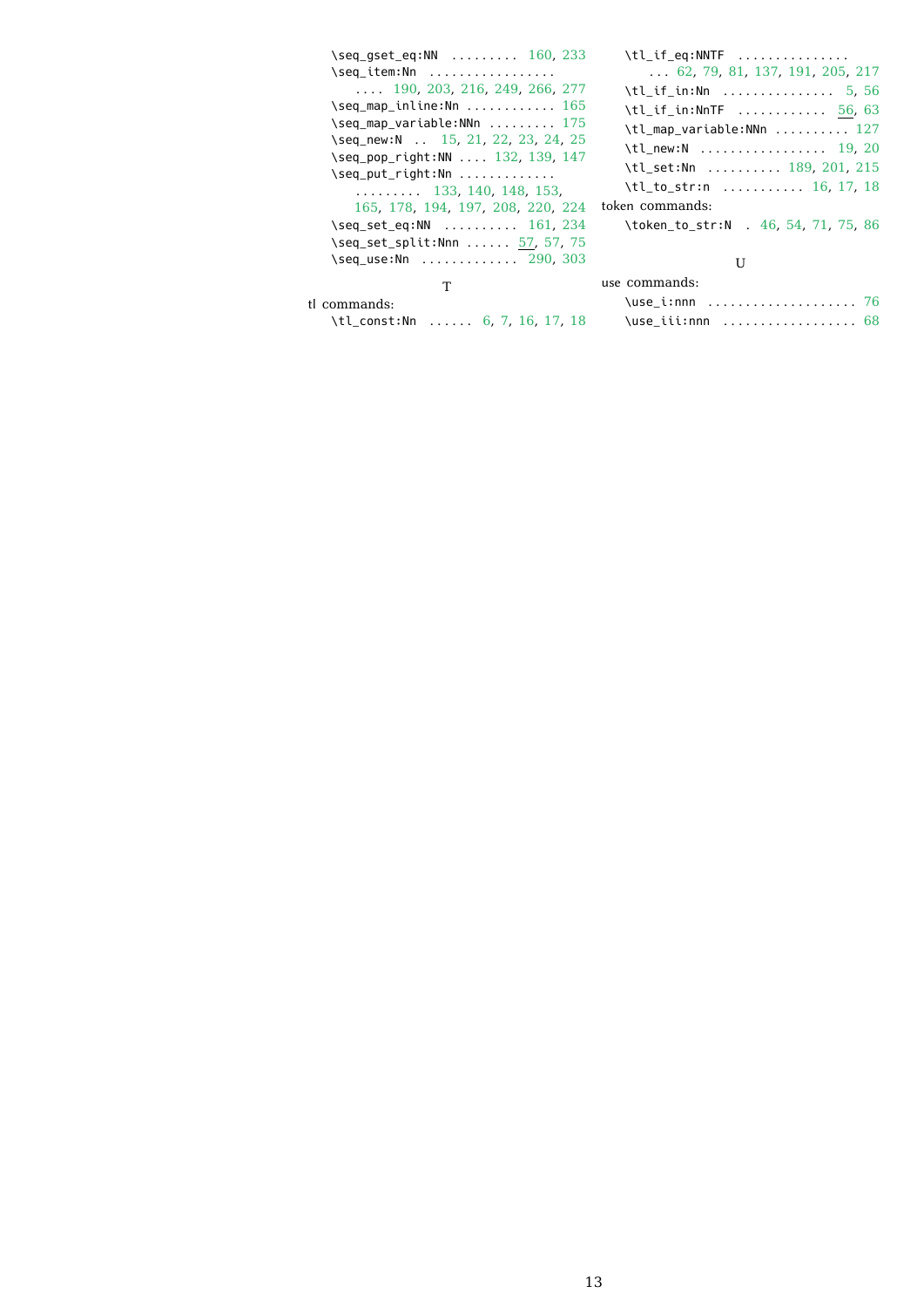\seq_gset_eq:NN ......... 160, 233
\seq_item:Nn ................ .... 190, 203, 216, 249, 266, 277
\seq_map_inline:Nn ............ 165
\seq_map_variable:NNn ......... 175
\seq_new:N .. 15, 21, 22, 23, 24, 25
\seq_pop_right:NN .... 132, 139, 147
\seq_put_right:Nn ............. ......... 133, 140, 148, 153, 165, 178, 194, 197, 208, 220, 224
\seq_set_eq:NN .......... 161, 234
\seq_set_split:Nnn ...... 57, 57, 75
\seq_use:Nn ............. 290, 303

## T

tl commands:
\tl_const:Nn ...... 6, 7, 16, 17, 18
\tl_if_eq:NNTF ............... ... 62, 79, 81, 137, 191, 205, 217
\tl_if_in:Nn ............... 5, 56
\tl_if_in:NnTF ............ 56, 63
\tl_map_variable:NNn .......... 127
\tl_new:N ................. 19, 20
\tl_set:Nn .......... 189, 201, 215
\tl_to_str:n ........... 16, 17, 18

token commands:
\token_to_str:N . 46, 54, 71, 75, 86

## U

use commands:
\use_i:nnn .................... 76
\use_iii:nnn .................. 68